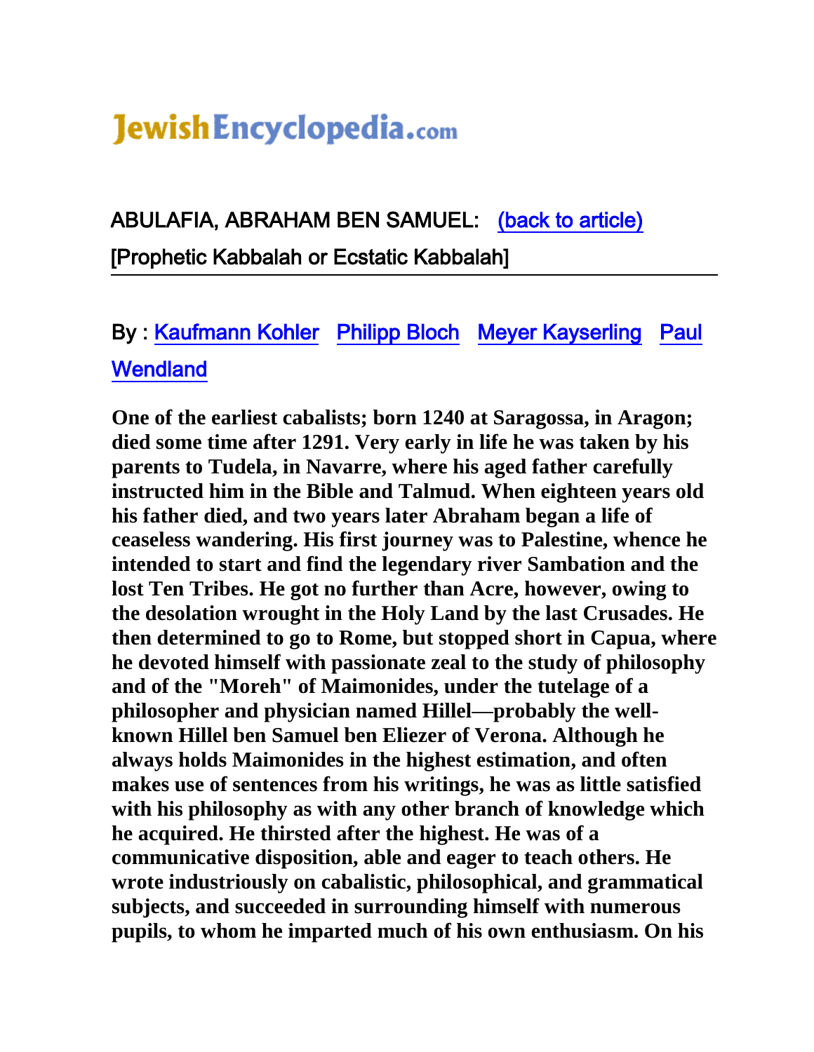# JewishEncyclopedia.com

## ABULAFIA, ABRAHAM BEN SAMUEL: (back to article)

[Prophetic Kabbalah or Ecstatic Kabbalah]

By : Kaufmann Kohler Philipp Bloch Meyer Kayserling Paul Wendland

**One of the earliest cabalists; born 1240 at Saragossa, in Aragon; died some time after 1291. Very early in life he was taken by his parents to Tudela, in Navarre, where his aged father carefully instructed him in the Bible and Talmud. When eighteen years old his father died, and two years later Abraham began a life of ceaseless wandering. His first journey was to Palestine, whence he intended to start and find the legendary river Sambation and the lost Ten Tribes. He got no further than Acre, however, owing to the desolation wrought in the Holy Land by the last Crusades. He then determined to go to Rome, but stopped short in Capua, where he devoted himself with passionate zeal to the study of philosophy and of the "Moreh" of Maimonides, under the tutelage of a philosopher and physician named Hillel—probably the well-known Hillel ben Samuel ben Eliezer of Verona. Although he always holds Maimonides in the highest estimation, and often makes use of sentences from his writings, he was as little satisfied with his philosophy as with any other branch of knowledge which he acquired. He thirsted after the highest. He was of a communicative disposition, able and eager to teach others. He wrote industriously on cabalistic, philosophical, and grammatical subjects, and succeeded in surrounding himself with numerous pupils, to whom he imparted much of his own enthusiasm. On his**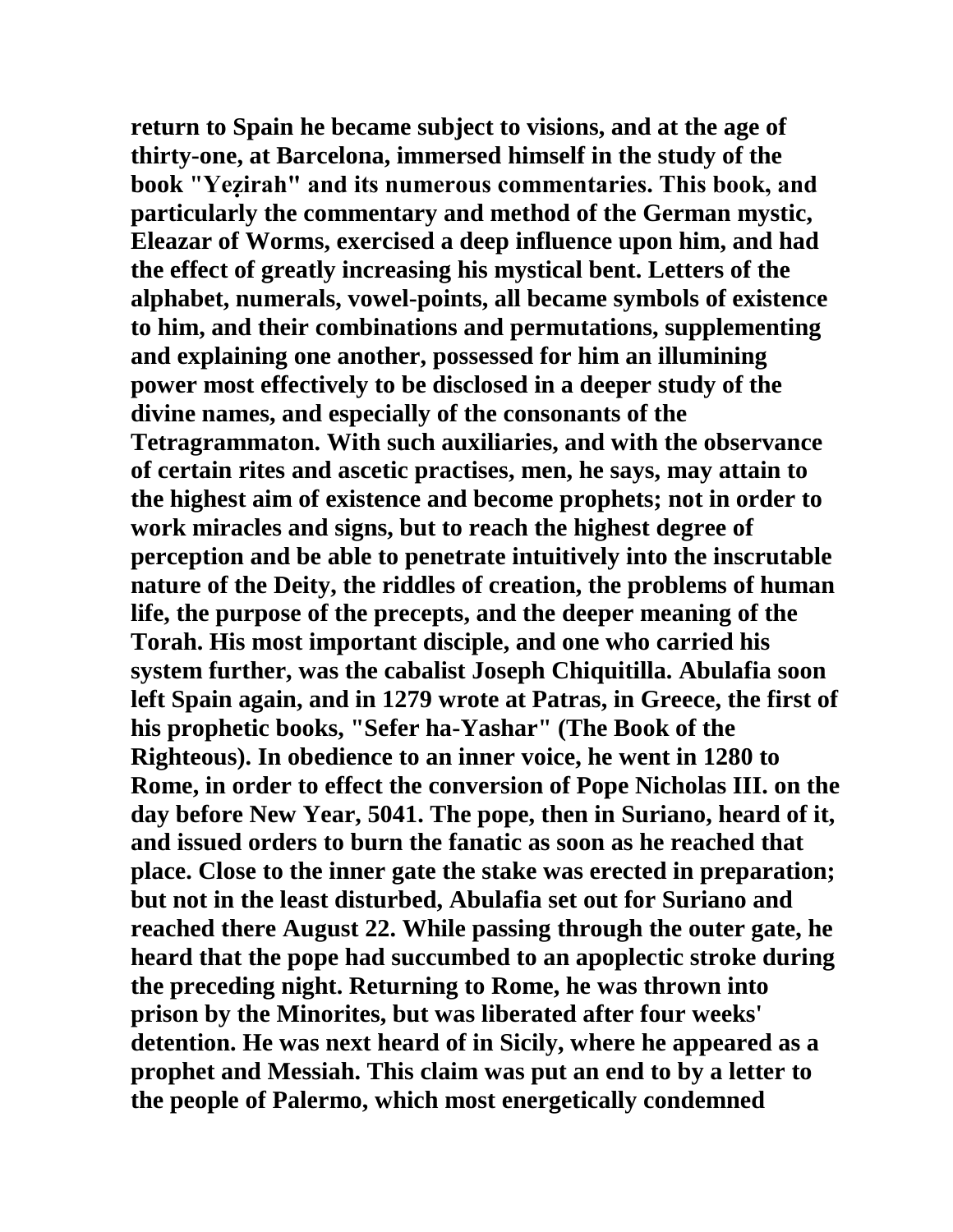return to Spain he became subject to visions, and at the age of thirty-one, at Barcelona, immersed himself in the study of the book "Yeẓirah" and its numerous commentaries. This book, and particularly the commentary and method of the German mystic, Eleazar of Worms, exercised a deep influence upon him, and had the effect of greatly increasing his mystical bent. Letters of the alphabet, numerals, vowel-points, all became symbols of existence to him, and their combinations and permutations, supplementing and explaining one another, possessed for him an illumining power most effectively to be disclosed in a deeper study of the divine names, and especially of the consonants of the Tetragrammaton. With such auxiliaries, and with the observance of certain rites and ascetic practises, men, he says, may attain to the highest aim of existence and become prophets; not in order to work miracles and signs, but to reach the highest degree of perception and be able to penetrate intuitively into the inscrutable nature of the Deity, the riddles of creation, the problems of human life, the purpose of the precepts, and the deeper meaning of the Torah. His most important disciple, and one who carried his system further, was the cabalist Joseph Chiquitilla. Abulafia soon left Spain again, and in 1279 wrote at Patras, in Greece, the first of his prophetic books, "Sefer ha-Yashar" (The Book of the Righteous). In obedience to an inner voice, he went in 1280 to Rome, in order to effect the conversion of Pope Nicholas III. on the day before New Year, 5041. The pope, then in Suriano, heard of it, and issued orders to burn the fanatic as soon as he reached that place. Close to the inner gate the stake was erected in preparation; but not in the least disturbed, Abulafia set out for Suriano and reached there August 22. While passing through the outer gate, he heard that the pope had succumbed to an apoplectic stroke during the preceding night. Returning to Rome, he was thrown into prison by the Minorites, but was liberated after four weeks' detention. He was next heard of in Sicily, where he appeared as a prophet and Messiah. This claim was put an end to by a letter to the people of Palermo, which most energetically condemned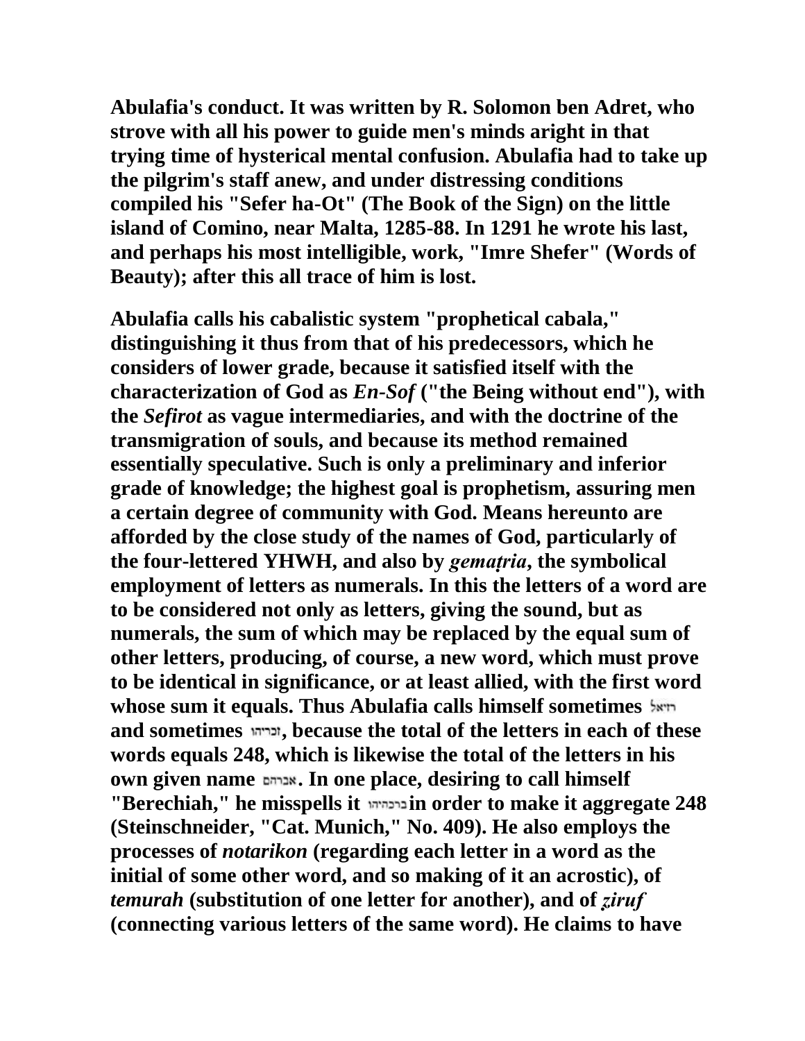Abulafia's conduct. It was written by R. Solomon ben Adret, who strove with all his power to guide men's minds aright in that trying time of hysterical mental confusion. Abulafia had to take up the pilgrim's staff anew, and under distressing conditions compiled his "Sefer ha-Ot" (The Book of the Sign) on the little island of Comino, near Malta, 1285-88. In 1291 he wrote his last, and perhaps his most intelligible, work, "Imre Shefer" (Words of Beauty); after this all trace of him is lost.

Abulafia calls his cabalistic system "prophetical cabala," distinguishing it thus from that of his predecessors, which he considers of lower grade, because it satisfied itself with the characterization of God as *En-Sof* ("the Being without end"), with the *Sefirot* as vague intermediaries, and with the doctrine of the transmigration of souls, and because its method remained essentially speculative. Such is only a preliminary and inferior grade of knowledge; the highest goal is prophetism, assuring men a certain degree of community with God. Means hereunto are afforded by the close study of the names of God, particularly of the four-lettered YHWH, and also by *gemaṭria*, the symbolical employment of letters as numerals. In this the letters of a word are to be considered not only as letters, giving the sound, but as numerals, the sum of which may be replaced by the equal sum of other letters, producing, of course, a new word, which must prove to be identical in significance, or at least allied, with the first word whose sum it equals. Thus Abulafia calls himself sometimes רזיאל and sometimes זכריהו, because the total of the letters in each of these words equals 248, which is likewise the total of the letters in his own given name אברהם. In one place, desiring to call himself "Berechiah," he misspells it ברכהיהו in order to make it aggregate 248 (Steinschneider, "Cat. Munich," No. 409). He also employs the processes of *notarikon* (regarding each letter in a word as the initial of some other word, and so making of it an acrostic), of *temurah* (substitution of one letter for another), and of *ẓiruf* (connecting various letters of the same word). He claims to have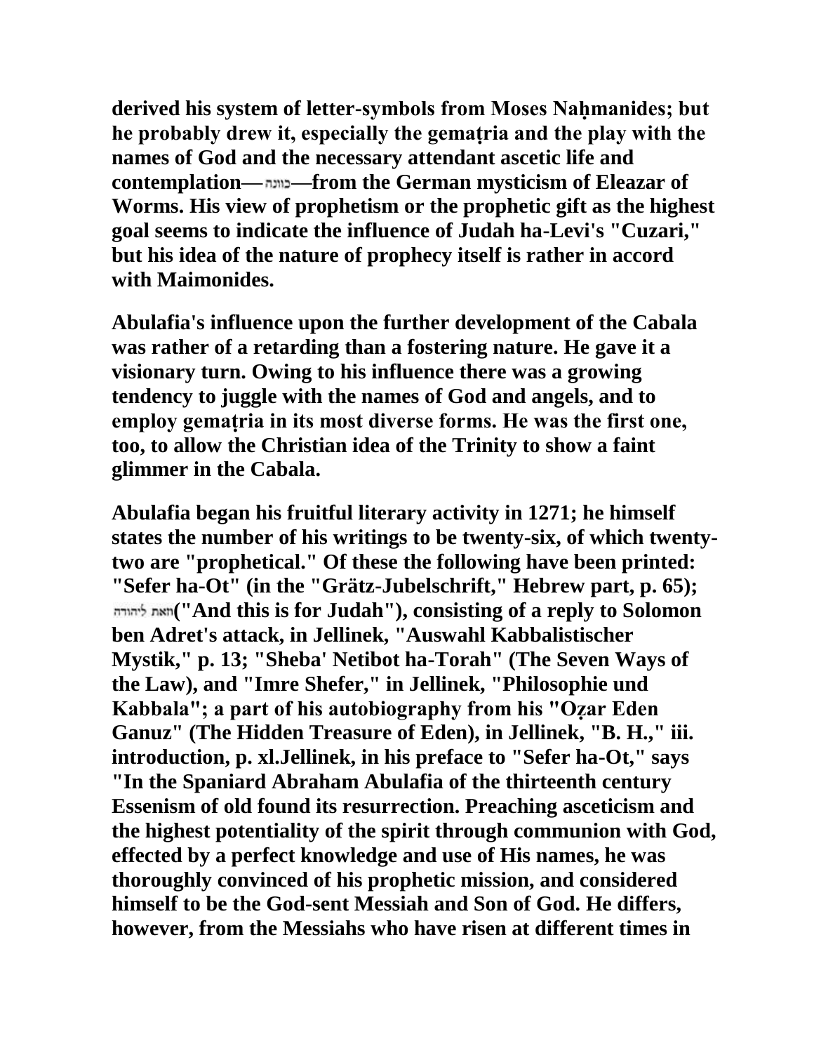**derived his system of letter-symbols from Moses Naḥmanides; but he probably drew it, especially the gemaṭria and the play with the names of God and the necessary attendant ascetic life and contemplation—כוונה—from the German mysticism of Eleazar of Worms. His view of prophetism or the prophetic gift as the highest goal seems to indicate the influence of Judah ha-Levi's "Cuzari," but his idea of the nature of prophecy itself is rather in accord with Maimonides.**

**Abulafia's influence upon the further development of the Cabala was rather of a retarding than a fostering nature. He gave it a visionary turn. Owing to his influence there was a growing tendency to juggle with the names of God and angels, and to employ gemaṭria in its most diverse forms. He was the first one, too, to allow the Christian idea of the Trinity to show a faint glimmer in the Cabala.**

**Abulafia began his fruitful literary activity in 1271; he himself states the number of his writings to be twenty-six, of which twenty-two are "prophetical." Of these the following have been printed: "Sefer ha-Ot" (in the "Grätz-Jubelschrift," Hebrew part, p. 65); וזאת ליהודה("And this is for Judah"), consisting of a reply to Solomon ben Adret's attack, in Jellinek, "Auswahl Kabbalistischer Mystik," p. 13; "Sheba' Netibot ha-Torah" (The Seven Ways of the Law), and "Imre Shefer," in Jellinek, "Philosophie und Kabbala"; a part of his autobiography from his "Oẓar Eden Ganuz" (The Hidden Treasure of Eden), in Jellinek, "B. H.," iii. introduction, p. xl.Jellinek, in his preface to "Sefer ha-Ot," says "In the Spaniard Abraham Abulafia of the thirteenth century Essenism of old found its resurrection. Preaching asceticism and the highest potentiality of the spirit through communion with God, effected by a perfect knowledge and use of His names, he was thoroughly convinced of his prophetic mission, and considered himself to be the God-sent Messiah and Son of God. He differs, however, from the Messiahs who have risen at different times in**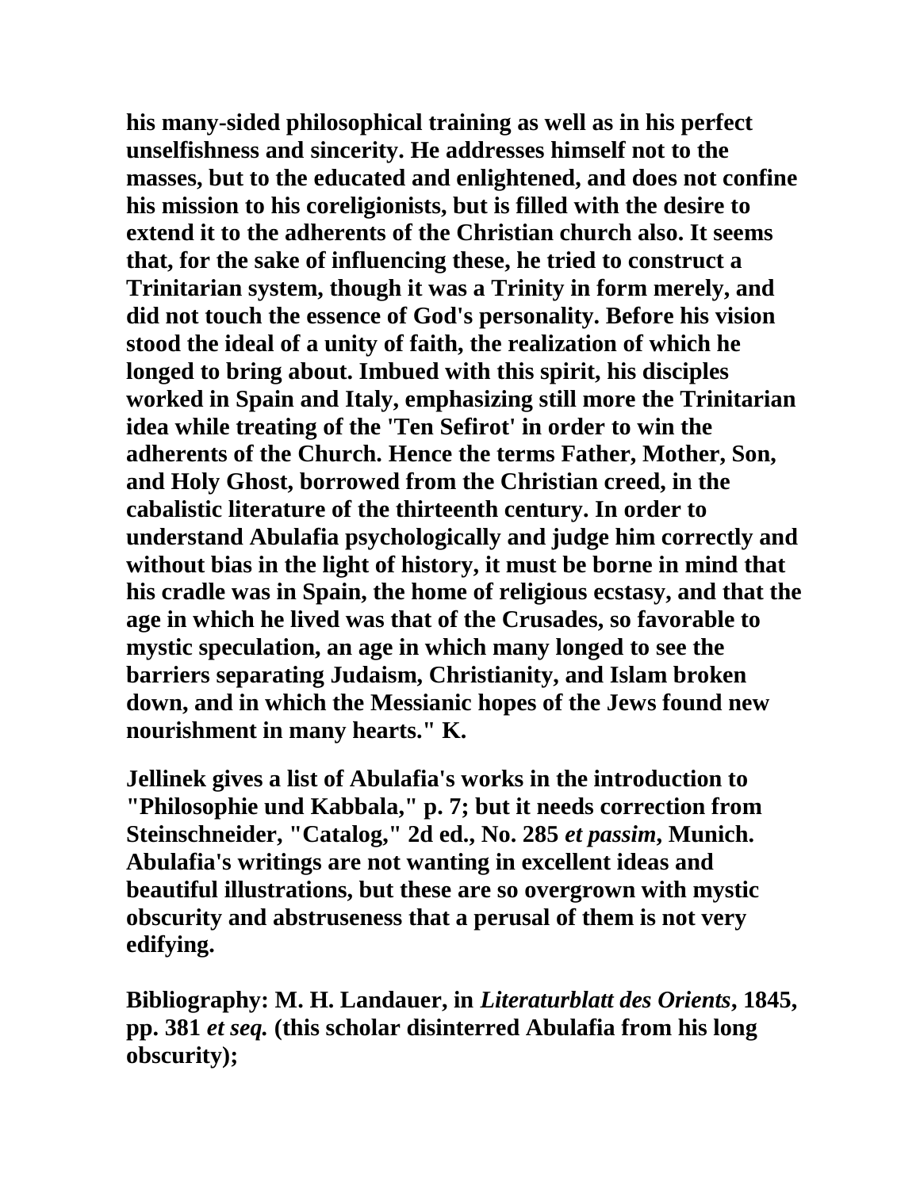his many-sided philosophical training as well as in his perfect unselfishness and sincerity. He addresses himself not to the masses, but to the educated and enlightened, and does not confine his mission to his coreligionists, but is filled with the desire to extend it to the adherents of the Christian church also. It seems that, for the sake of influencing these, he tried to construct a Trinitarian system, though it was a Trinity in form merely, and did not touch the essence of God's personality. Before his vision stood the ideal of a unity of faith, the realization of which he longed to bring about. Imbued with this spirit, his disciples worked in Spain and Italy, emphasizing still more the Trinitarian idea while treating of the 'Ten Sefirot' in order to win the adherents of the Church. Hence the terms Father, Mother, Son, and Holy Ghost, borrowed from the Christian creed, in the cabalistic literature of the thirteenth century. In order to understand Abulafia psychologically and judge him correctly and without bias in the light of history, it must be borne in mind that his cradle was in Spain, the home of religious ecstasy, and that the age in which he lived was that of the Crusades, so favorable to mystic speculation, an age in which many longed to see the barriers separating Judaism, Christianity, and Islam broken down, and in which the Messianic hopes of the Jews found new nourishment in many hearts." K.

Jellinek gives a list of Abulafia's works in the introduction to "Philosophie und Kabbala," p. 7; but it needs correction from Steinschneider, "Catalog," 2d ed., No. 285 *et passim*, Munich. Abulafia's writings are not wanting in excellent ideas and beautiful illustrations, but these are so overgrown with mystic obscurity and abstruseness that a perusal of them is not very edifying.

Bibliography: M. H. Landauer, in *Literaturblatt des Orients*, 1845, pp. 381 *et seq.* (this scholar disinterred Abulafia from his long obscurity);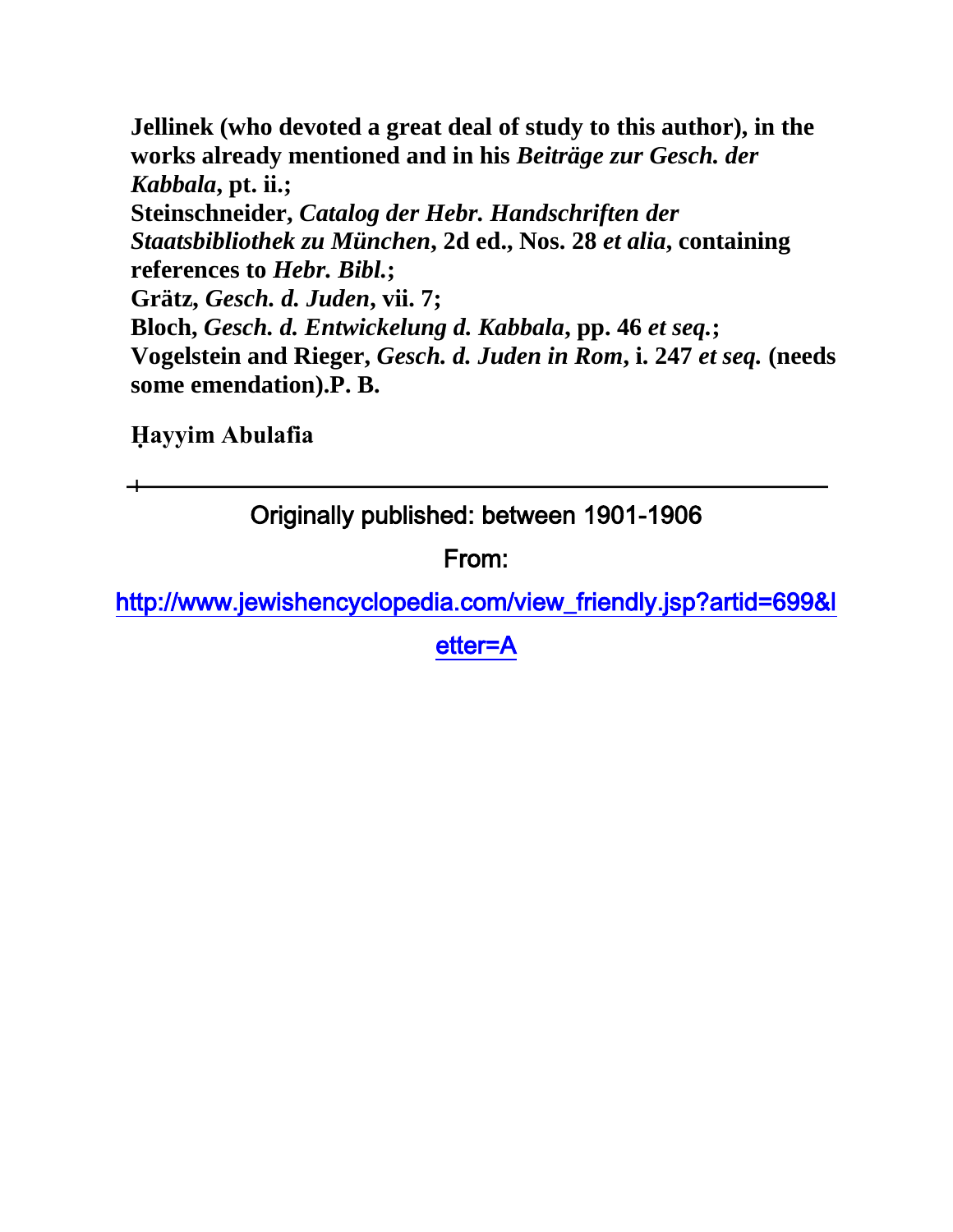**Jellinek (who devoted a great deal of study to this author), in the works already mentioned and in his *Beiträge zur Gesch. der Kabbala*, pt. ii.;**
**Steinschneider, *Catalog der Hebr. Handschriften der Staatsbibliothek zu München*, 2d ed., Nos. 28 *et alia*, containing references to *Hebr. Bibl.*;**
**Grätz, *Gesch. d. Juden*, vii. 7;**
**Bloch, *Gesch. d. Entwickelung d. Kabbala*, pp. 46 *et seq.*;**
**Vogelstein and Rieger, *Gesch. d. Juden in Rom*, i. 247 *et seq.* (needs some emendation).P. B.**

**Ḥayyim Abulafia**

---

Originally published: between 1901-1906

From:

[http://www.jewishencyclopedia.com/view_friendly.jsp?artid=699&letter=A](http://www.jewishencyclopedia.com/view_friendly.jsp?artid=699&letter=A)